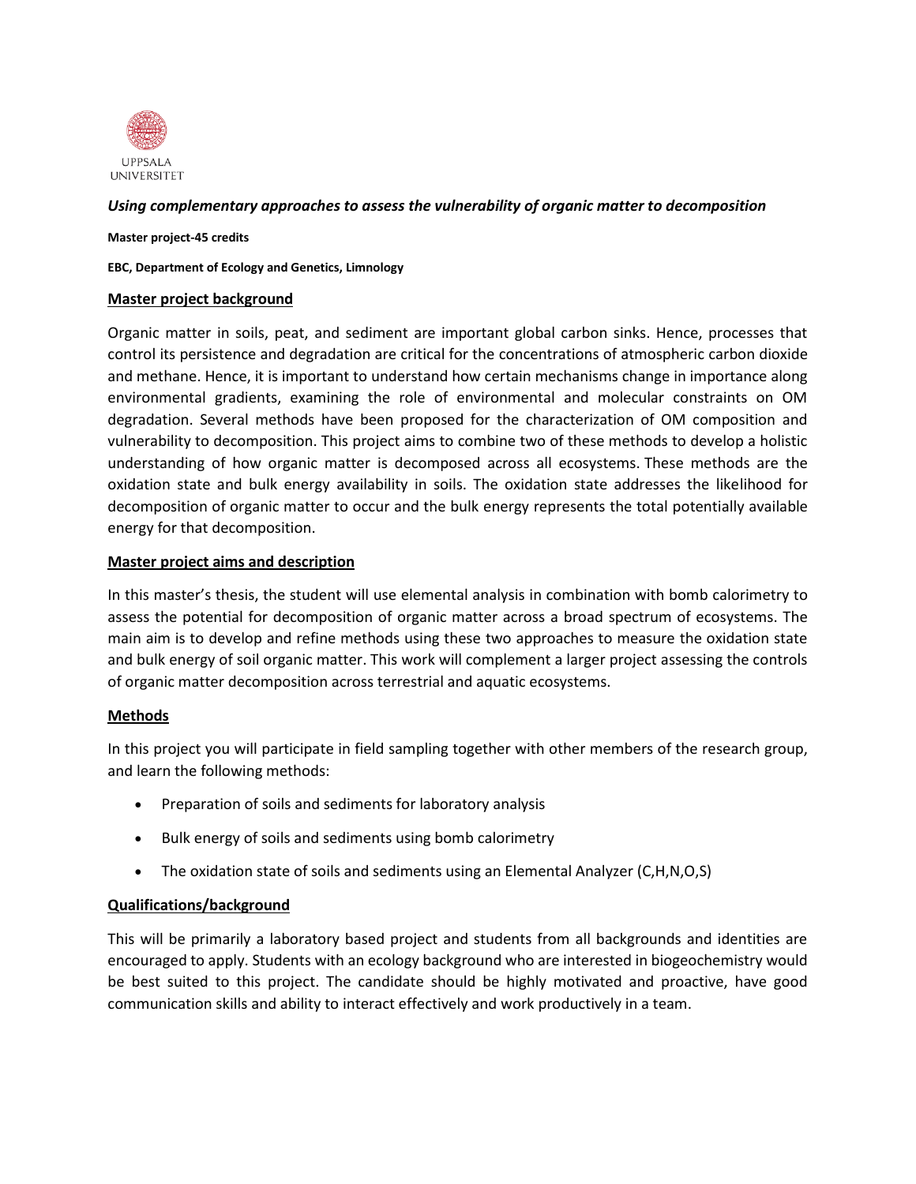UPPSALA UNIVERSITET

***Using complementary approaches to assess the vulnerability of organic matter to decomposition***

**Master project-45 credits**

**EBC, Department of Ecology and Genetics, Limnology**

## Master project background

Organic matter in soils, peat, and sediment are important global carbon sinks. Hence, processes that control its persistence and degradation are critical for the concentrations of atmospheric carbon dioxide and methane. Hence, it is important to understand how certain mechanisms change in importance along environmental gradients, examining the role of environmental and molecular constraints on OM degradation. Several methods have been proposed for the characterization of OM composition and vulnerability to decomposition. This project aims to combine two of these methods to develop a holistic understanding of how organic matter is decomposed across all ecosystems. These methods are the oxidation state and bulk energy availability in soils. The oxidation state addresses the likelihood for decomposition of organic matter to occur and the bulk energy represents the total potentially available energy for that decomposition.

## Master project aims and description

In this master's thesis, the student will use elemental analysis in combination with bomb calorimetry to assess the potential for decomposition of organic matter across a broad spectrum of ecosystems. The main aim is to develop and refine methods using these two approaches to measure the oxidation state and bulk energy of soil organic matter. This work will complement a larger project assessing the controls of organic matter decomposition across terrestrial and aquatic ecosystems.

## Methods

In this project you will participate in field sampling together with other members of the research group, and learn the following methods:

- Preparation of soils and sediments for laboratory analysis
- Bulk energy of soils and sediments using bomb calorimetry
- The oxidation state of soils and sediments using an Elemental Analyzer (C,H,N,O,S)

## Qualifications/background

This will be primarily a laboratory based project and students from all backgrounds and identities are encouraged to apply. Students with an ecology background who are interested in biogeochemistry would be best suited to this project. The candidate should be highly motivated and proactive, have good communication skills and ability to interact effectively and work productively in a team.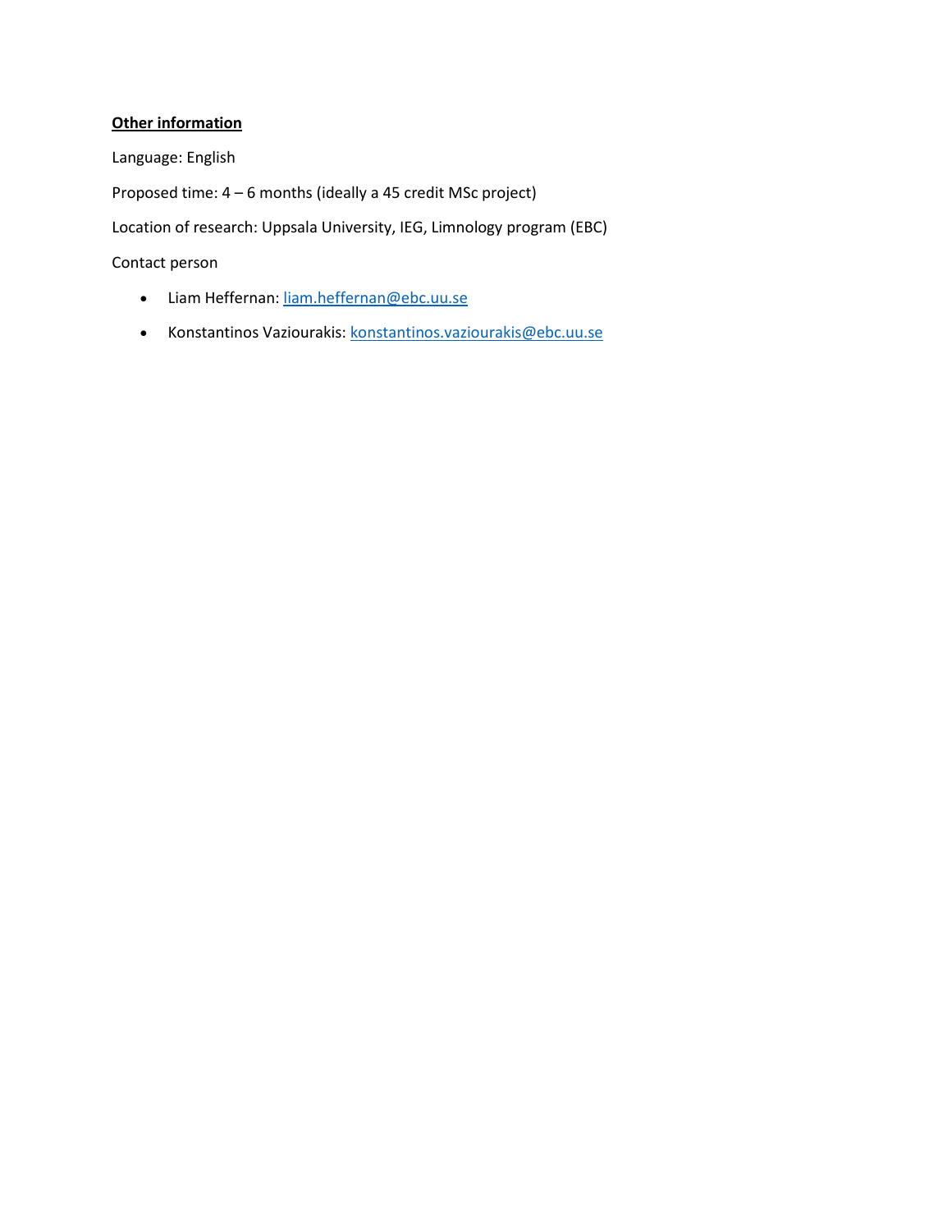**Other information**

Language: English

Proposed time: 4 – 6 months (ideally a 45 credit MSc project)

Location of research: Uppsala University, IEG, Limnology program (EBC)

Contact person

- Liam Heffernan: liam.heffernan@ebc.uu.se
- Konstantinos Vaziourakis: konstantinos.vaziourakis@ebc.uu.se